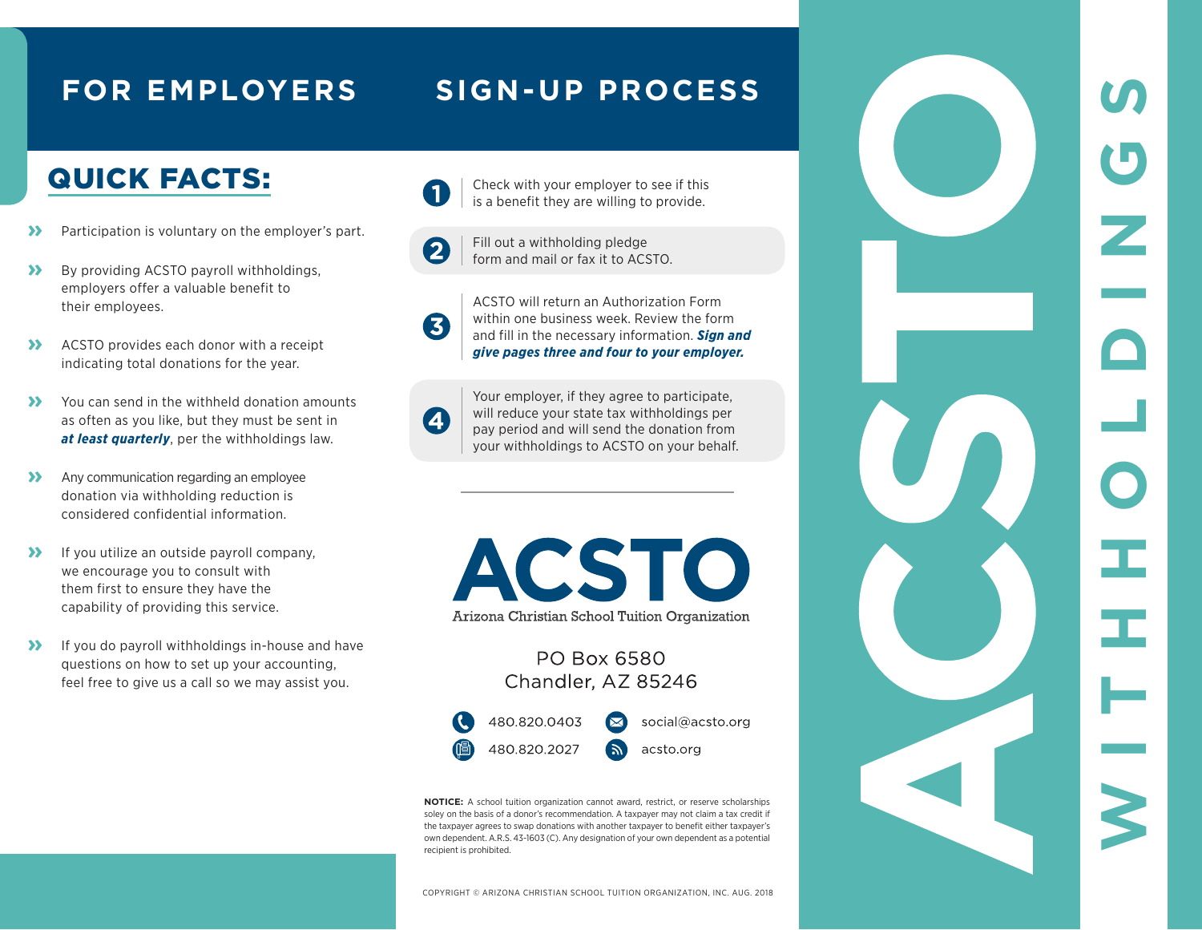# FOR EMPLOYERS

## QUICK FACTS:

- Participation is voluntary on the employer's part.
- By providing ACSTO payroll withholdings, employers offer a valuable benefit to their employees.
- ACSTO provides each donor with a receipt indicating total donations for the year.
- You can send in the withheld donation amounts as often as you like, but they must be sent in ***at least quarterly***, per the withholdings law.
- Any communication regarding an employee donation via withholding reduction is considered confidential information.
- If you utilize an outside payroll company, we encourage you to consult with them first to ensure they have the capability of providing this service.
- If you do payroll withholdings in-house and have questions on how to set up your accounting, feel free to give us a call so we may assist you.

# SIGN-UP PROCESS

1. Check with your employer to see if this is a benefit they are willing to provide.
2. Fill out a withholding pledge form and mail or fax it to ACSTO.
3. ACSTO will return an Authorization Form within one business week. Review the form and fill in the necessary information. ***Sign and give pages three and four to your employer.***
4. Your employer, if they agree to participate, will reduce your state tax withholdings per pay period and will send the donation from your withholdings to ACSTO on your behalf.

---

**ACSTO**
Arizona Christian School Tuition Organization

PO Box 6580
Chandler, AZ 85246

480.820.0403
480.820.2027
social@acsto.org
acsto.org

**NOTICE:** A school tuition organization cannot award, restrict, or reserve scholarships soley on the basis of a donor's recommendation. A taxpayer may not claim a tax credit if the taxpayer agrees to swap donations with another taxpayer to benefit either taxpayer's own dependent. A.R.S. 43-1603 (C). Any designation of your own dependent as a potential recipient is prohibited.

COPYRIGHT © ARIZONA CHRISTIAN SCHOOL TUITION ORGANIZATION, INC. AUG. 2018

# ACSTO WITHHOLDINGS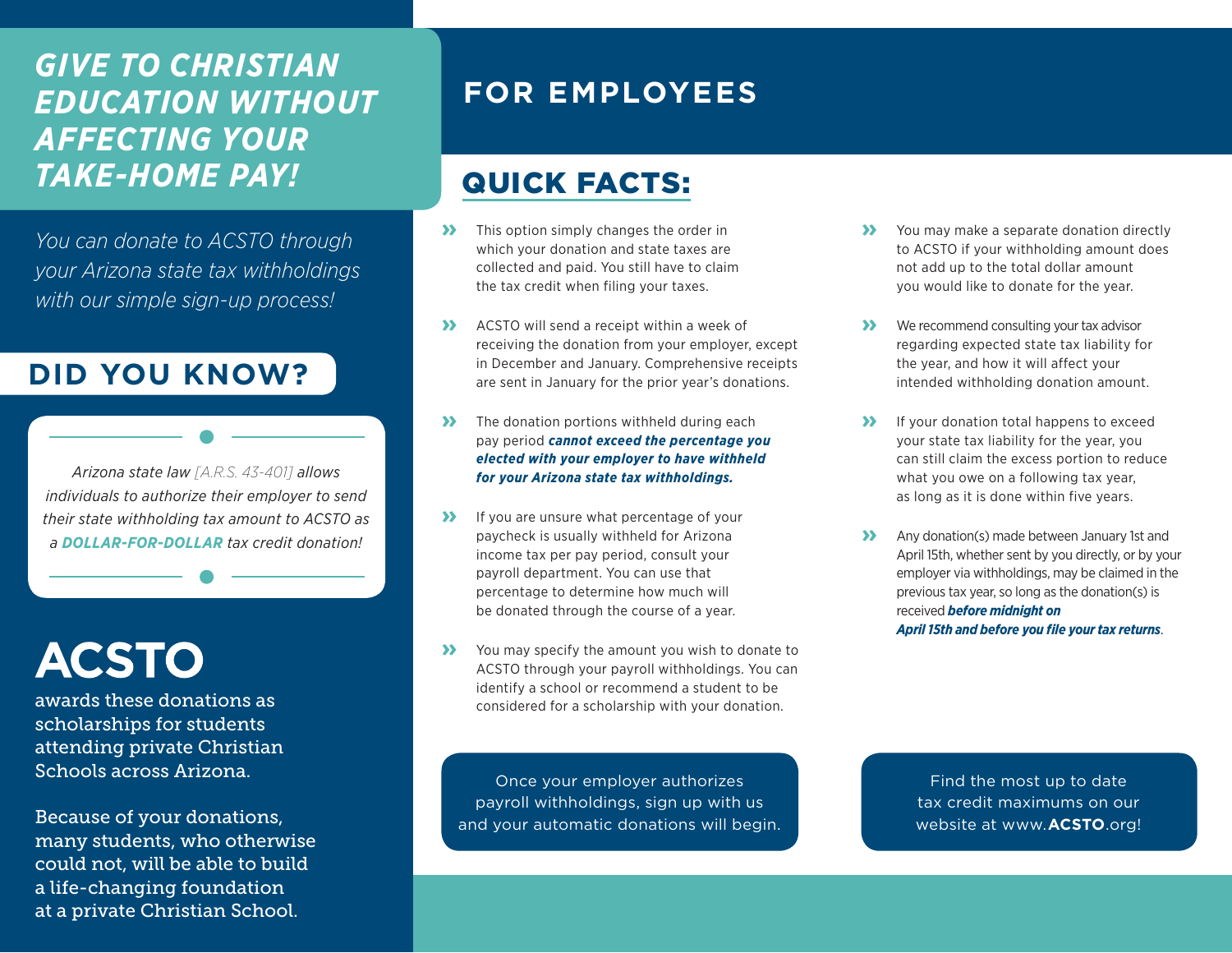# GIVE TO CHRISTIAN EDUCATION WITHOUT AFFECTING YOUR TAKE-HOME PAY!

*You can donate to ACSTO through your Arizona state tax withholdings with our simple sign-up process!*

## DID YOU KNOW?

*Arizona state law [A.R.S. 43-401] allows individuals to authorize their employer to send their state withholding tax amount to ACSTO as a **DOLLAR-FOR-DOLLAR** tax credit donation!*

**ACSTO** awards these donations as scholarships for students attending private Christian Schools across Arizona.

Because of your donations, many students, who otherwise could not, will be able to build a life-changing foundation at a private Christian School.

# FOR EMPLOYEES

## QUICK FACTS:

- This option simply changes the order in which your donation and state taxes are collected and paid. You still have to claim the tax credit when filing your taxes.
- ACSTO will send a receipt within a week of receiving the donation from your employer, except in December and January. Comprehensive receipts are sent in January for the prior year's donations.
- The donation portions withheld during each pay period ***cannot exceed the percentage you elected with your employer to have withheld for your Arizona state tax withholdings.***
- If you are unsure what percentage of your paycheck is usually withheld for Arizona income tax per pay period, consult your payroll department. You can use that percentage to determine how much will be donated through the course of a year.
- You may specify the amount you wish to donate to ACSTO through your payroll withholdings. You can identify a school or recommend a student to be considered for a scholarship with your donation.
- You may make a separate donation directly to ACSTO if your withholding amount does not add up to the total dollar amount you would like to donate for the year.
- We recommend consulting your tax advisor regarding expected state tax liability for the year, and how it will affect your intended withholding donation amount.
- If your donation total happens to exceed your state tax liability for the year, you can still claim the excess portion to reduce what you owe on a following tax year, as long as it is done within five years.
- Any donation(s) made between January 1st and April 15th, whether sent by you directly, or by your employer via withholdings, may be claimed in the previous tax year, so long as the donation(s) is received ***before midnight on April 15th and before you file your tax returns***.

Once your employer authorizes payroll withholdings, sign up with us and your automatic donations will begin.

Find the most up to date tax credit maximums on our website at www.**ACSTO**.org!